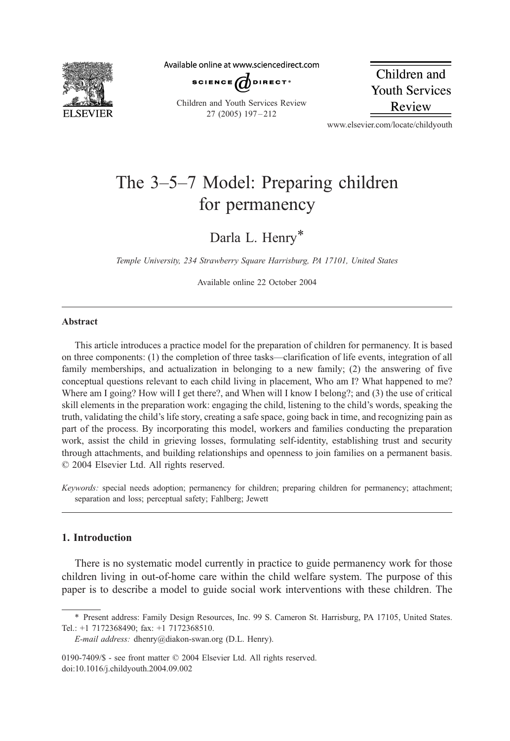# The 3–5–7 Model: Preparing children for permanency

Darla L. Henry*

*Temple University, 234 Strawberry Square Harrisburg, PA 17101, United States*

Available online 22 October 2004

## Abstract

This article introduces a practice model for the preparation of children for permanency. It is based on three components: (1) the completion of three tasks—clarification of life events, integration of all family memberships, and actualization in belonging to a new family; (2) the answering of five conceptual questions relevant to each child living in placement, Who am I? What happened to me? Where am I going? How will I get there?, and When will I know I belong?; and (3) the use of critical skill elements in the preparation work: engaging the child, listening to the child's words, speaking the truth, validating the child's life story, creating a safe space, going back in time, and recognizing pain as part of the process. By incorporating this model, workers and families conducting the preparation work, assist the child in grieving losses, formulating self-identity, establishing trust and security through attachments, and building relationships and openness to join families on a permanent basis.
© 2004 Elsevier Ltd. All rights reserved.

*Keywords:* special needs adoption; permanency for children; preparing children for permanency; attachment; separation and loss; perceptual safety; Fahlberg; Jewett

## 1. Introduction

There is no systematic model currently in practice to guide permanency work for those children living in out-of-home care within the child welfare system. The purpose of this paper is to describe a model to guide social work interventions with these children. The

---

\* Present address: Family Design Resources, Inc. 99 S. Cameron St. Harrisburg, PA 17105, United States. Tel.: +1 7172368490; fax: +1 7172368510.

*E-mail address:* dhenry@diakon-swan.org (D.L. Henry).

0190-7409/$ - see front matter © 2004 Elsevier Ltd. All rights reserved.
doi:10.1016/j.childyouth.2004.09.002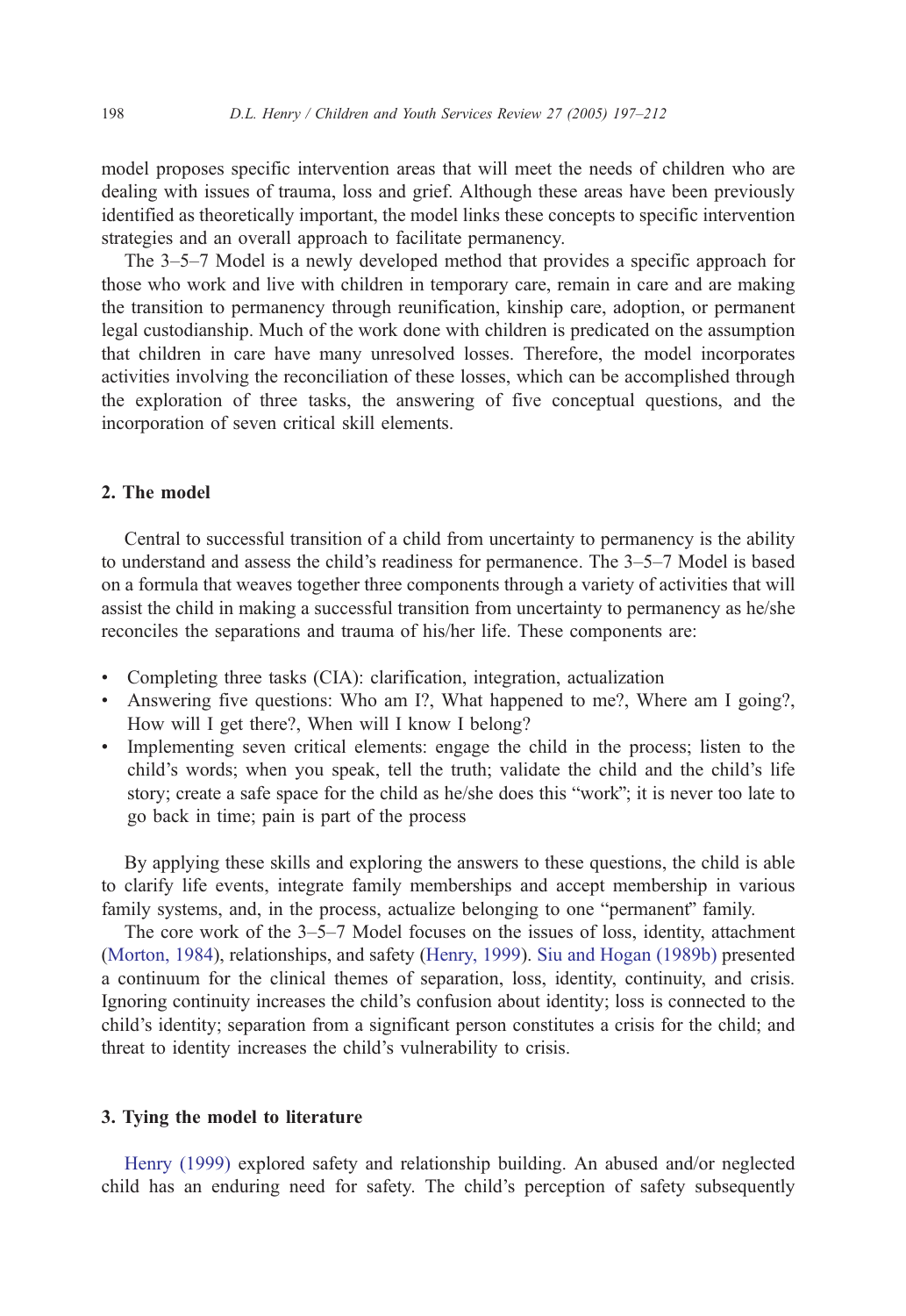model proposes specific intervention areas that will meet the needs of children who are dealing with issues of trauma, loss and grief. Although these areas have been previously identified as theoretically important, the model links these concepts to specific intervention strategies and an overall approach to facilitate permanency.

The 3–5–7 Model is a newly developed method that provides a specific approach for those who work and live with children in temporary care, remain in care and are making the transition to permanency through reunification, kinship care, adoption, or permanent legal custodianship. Much of the work done with children is predicated on the assumption that children in care have many unresolved losses. Therefore, the model incorporates activities involving the reconciliation of these losses, which can be accomplished through the exploration of three tasks, the answering of five conceptual questions, and the incorporation of seven critical skill elements.

## 2. The model

Central to successful transition of a child from uncertainty to permanency is the ability to understand and assess the child's readiness for permanence. The 3–5–7 Model is based on a formula that weaves together three components through a variety of activities that will assist the child in making a successful transition from uncertainty to permanency as he/she reconciles the separations and trauma of his/her life. These components are:

- Completing three tasks (CIA): clarification, integration, actualization
- Answering five questions: Who am I?, What happened to me?, Where am I going?, How will I get there?, When will I know I belong?
- Implementing seven critical elements: engage the child in the process; listen to the child's words; when you speak, tell the truth; validate the child and the child's life story; create a safe space for the child as he/she does this "work"; it is never too late to go back in time; pain is part of the process

By applying these skills and exploring the answers to these questions, the child is able to clarify life events, integrate family memberships and accept membership in various family systems, and, in the process, actualize belonging to one "permanent" family.

The core work of the 3–5–7 Model focuses on the issues of loss, identity, attachment (Morton, 1984), relationships, and safety (Henry, 1999). Siu and Hogan (1989b) presented a continuum for the clinical themes of separation, loss, identity, continuity, and crisis. Ignoring continuity increases the child's confusion about identity; loss is connected to the child's identity; separation from a significant person constitutes a crisis for the child; and threat to identity increases the child's vulnerability to crisis.

## 3. Tying the model to literature

Henry (1999) explored safety and relationship building. An abused and/or neglected child has an enduring need for safety. The child's perception of safety subsequently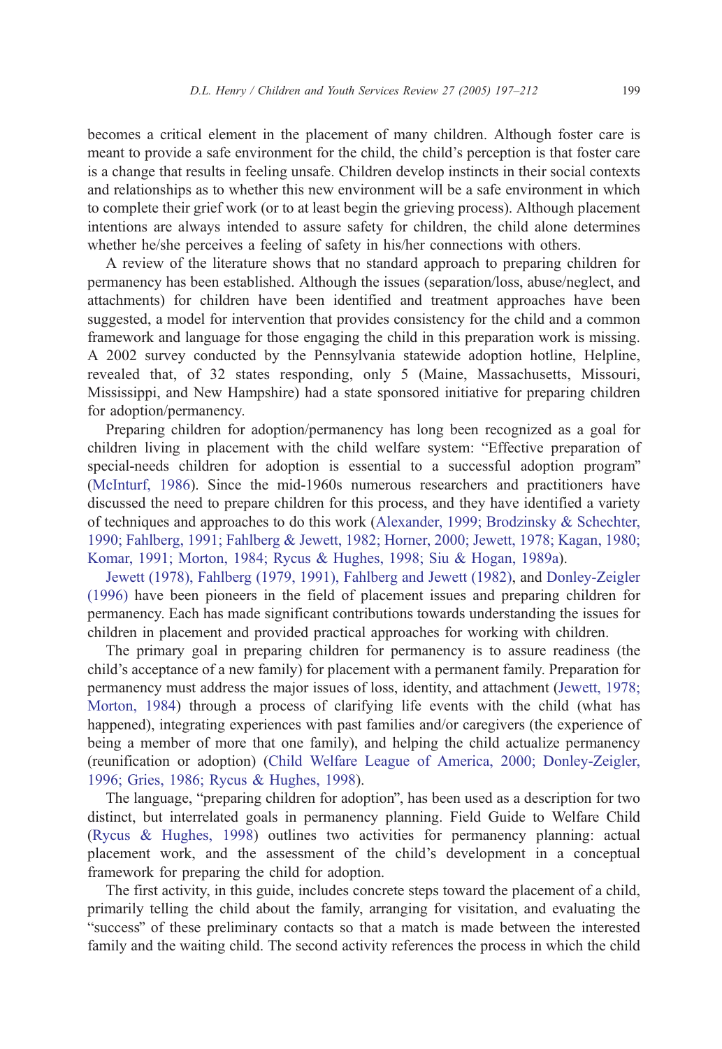becomes a critical element in the placement of many children. Although foster care is meant to provide a safe environment for the child, the child's perception is that foster care is a change that results in feeling unsafe. Children develop instincts in their social contexts and relationships as to whether this new environment will be a safe environment in which to complete their grief work (or to at least begin the grieving process). Although placement intentions are always intended to assure safety for children, the child alone determines whether he/she perceives a feeling of safety in his/her connections with others.

A review of the literature shows that no standard approach to preparing children for permanency has been established. Although the issues (separation/loss, abuse/neglect, and attachments) for children have been identified and treatment approaches have been suggested, a model for intervention that provides consistency for the child and a common framework and language for those engaging the child in this preparation work is missing. A 2002 survey conducted by the Pennsylvania statewide adoption hotline, Helpline, revealed that, of 32 states responding, only 5 (Maine, Massachusetts, Missouri, Mississippi, and New Hampshire) had a state sponsored initiative for preparing children for adoption/permanency.

Preparing children for adoption/permanency has long been recognized as a goal for children living in placement with the child welfare system: "Effective preparation of special-needs children for adoption is essential to a successful adoption program" (McInturf, 1986). Since the mid-1960s numerous researchers and practitioners have discussed the need to prepare children for this process, and they have identified a variety of techniques and approaches to do this work (Alexander, 1999; Brodzinsky & Schechter, 1990; Fahlberg, 1991; Fahlberg & Jewett, 1982; Horner, 2000; Jewett, 1978; Kagan, 1980; Komar, 1991; Morton, 1984; Rycus & Hughes, 1998; Siu & Hogan, 1989a).

Jewett (1978), Fahlberg (1979, 1991), Fahlberg and Jewett (1982), and Donley-Zeigler (1996) have been pioneers in the field of placement issues and preparing children for permanency. Each has made significant contributions towards understanding the issues for children in placement and provided practical approaches for working with children.

The primary goal in preparing children for permanency is to assure readiness (the child's acceptance of a new family) for placement with a permanent family. Preparation for permanency must address the major issues of loss, identity, and attachment (Jewett, 1978; Morton, 1984) through a process of clarifying life events with the child (what has happened), integrating experiences with past families and/or caregivers (the experience of being a member of more that one family), and helping the child actualize permanency (reunification or adoption) (Child Welfare League of America, 2000; Donley-Zeigler, 1996; Gries, 1986; Rycus & Hughes, 1998).

The language, "preparing children for adoption", has been used as a description for two distinct, but interrelated goals in permanency planning. Field Guide to Welfare Child (Rycus & Hughes, 1998) outlines two activities for permanency planning: actual placement work, and the assessment of the child's development in a conceptual framework for preparing the child for adoption.

The first activity, in this guide, includes concrete steps toward the placement of a child, primarily telling the child about the family, arranging for visitation, and evaluating the "success" of these preliminary contacts so that a match is made between the interested family and the waiting child. The second activity references the process in which the child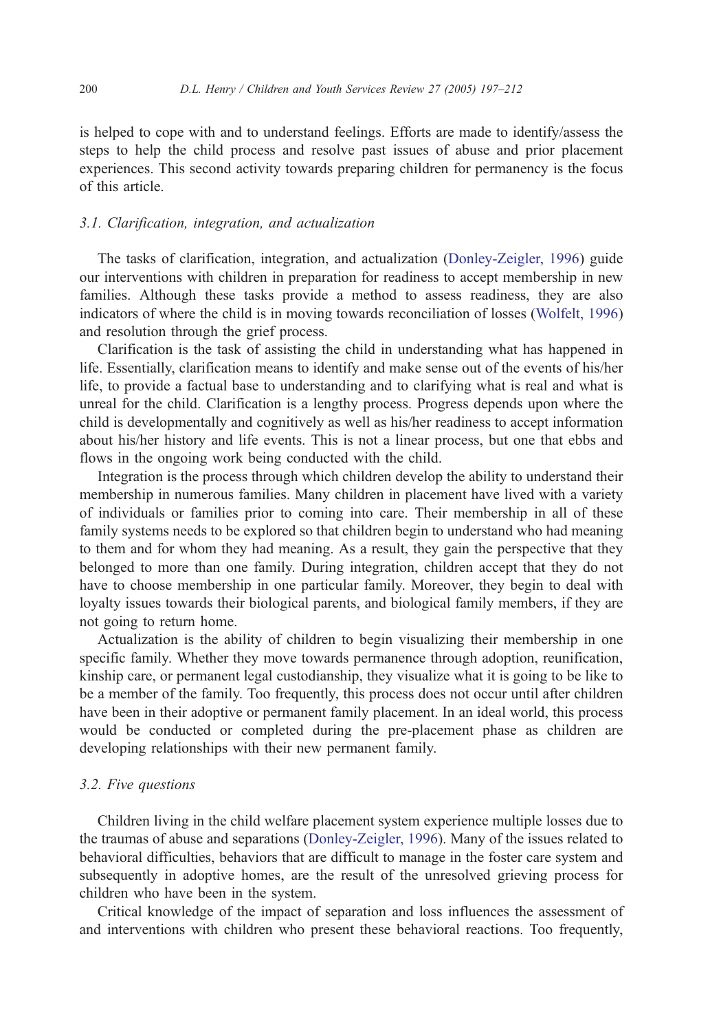is helped to cope with and to understand feelings. Efforts are made to identify/assess the steps to help the child process and resolve past issues of abuse and prior placement experiences. This second activity towards preparing children for permanency is the focus of this article.

### *3.1. Clarification, integration, and actualization*

The tasks of clarification, integration, and actualization (Donley-Zeigler, 1996) guide our interventions with children in preparation for readiness to accept membership in new families. Although these tasks provide a method to assess readiness, they are also indicators of where the child is in moving towards reconciliation of losses (Wolfelt, 1996) and resolution through the grief process.

Clarification is the task of assisting the child in understanding what has happened in life. Essentially, clarification means to identify and make sense out of the events of his/her life, to provide a factual base to understanding and to clarifying what is real and what is unreal for the child. Clarification is a lengthy process. Progress depends upon where the child is developmentally and cognitively as well as his/her readiness to accept information about his/her history and life events. This is not a linear process, but one that ebbs and flows in the ongoing work being conducted with the child.

Integration is the process through which children develop the ability to understand their membership in numerous families. Many children in placement have lived with a variety of individuals or families prior to coming into care. Their membership in all of these family systems needs to be explored so that children begin to understand who had meaning to them and for whom they had meaning. As a result, they gain the perspective that they belonged to more than one family. During integration, children accept that they do not have to choose membership in one particular family. Moreover, they begin to deal with loyalty issues towards their biological parents, and biological family members, if they are not going to return home.

Actualization is the ability of children to begin visualizing their membership in one specific family. Whether they move towards permanence through adoption, reunification, kinship care, or permanent legal custodianship, they visualize what it is going to be like to be a member of the family. Too frequently, this process does not occur until after children have been in their adoptive or permanent family placement. In an ideal world, this process would be conducted or completed during the pre-placement phase as children are developing relationships with their new permanent family.

### *3.2. Five questions*

Children living in the child welfare placement system experience multiple losses due to the traumas of abuse and separations (Donley-Zeigler, 1996). Many of the issues related to behavioral difficulties, behaviors that are difficult to manage in the foster care system and subsequently in adoptive homes, are the result of the unresolved grieving process for children who have been in the system.

Critical knowledge of the impact of separation and loss influences the assessment of and interventions with children who present these behavioral reactions. Too frequently,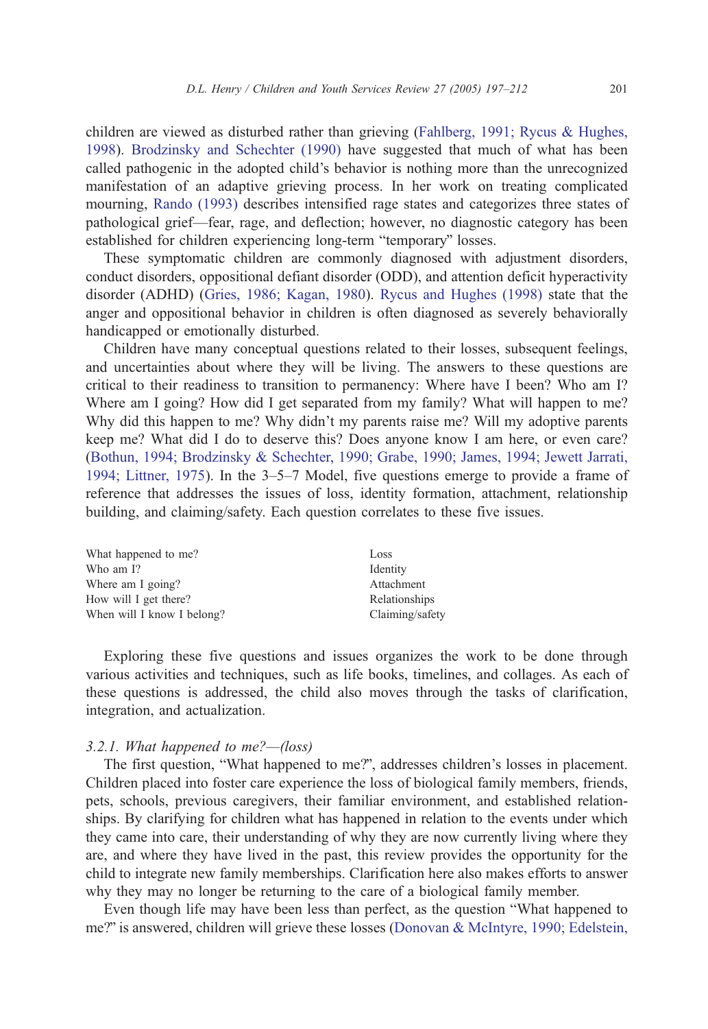children are viewed as disturbed rather than grieving (Fahlberg, 1991; Rycus & Hughes, 1998). Brodzinsky and Schechter (1990) have suggested that much of what has been called pathogenic in the adopted child's behavior is nothing more than the unrecognized manifestation of an adaptive grieving process. In her work on treating complicated mourning, Rando (1993) describes intensified rage states and categorizes three states of pathological grief—fear, rage, and deflection; however, no diagnostic category has been established for children experiencing long-term "temporary" losses.

These symptomatic children are commonly diagnosed with adjustment disorders, conduct disorders, oppositional defiant disorder (ODD), and attention deficit hyperactivity disorder (ADHD) (Gries, 1986; Kagan, 1980). Rycus and Hughes (1998) state that the anger and oppositional behavior in children is often diagnosed as severely behaviorally handicapped or emotionally disturbed.

Children have many conceptual questions related to their losses, subsequent feelings, and uncertainties about where they will be living. The answers to these questions are critical to their readiness to transition to permanency: Where have I been? Who am I? Where am I going? How did I get separated from my family? What will happen to me? Why did this happen to me? Why didn't my parents raise me? Will my adoptive parents keep me? What did I do to deserve this? Does anyone know I am here, or even care? (Bothun, 1994; Brodzinsky & Schechter, 1990; Grabe, 1990; James, 1994; Jewett Jarrati, 1994; Littner, 1975). In the 3–5–7 Model, five questions emerge to provide a frame of reference that addresses the issues of loss, identity formation, attachment, relationship building, and claiming/safety. Each question correlates to these five issues.

| | |
|---|---|
| What happened to me? | Loss |
| Who am I? | Identity |
| Where am I going? | Attachment |
| How will I get there? | Relationships |
| When will I know I belong? | Claiming/safety |

Exploring these five questions and issues organizes the work to be done through various activities and techniques, such as life books, timelines, and collages. As each of these questions is addressed, the child also moves through the tasks of clarification, integration, and actualization.

#### *3.2.1. What happened to me?—(loss)*

The first question, "What happened to me?", addresses children's losses in placement. Children placed into foster care experience the loss of biological family members, friends, pets, schools, previous caregivers, their familiar environment, and established relationships. By clarifying for children what has happened in relation to the events under which they came into care, their understanding of why they are now currently living where they are, and where they have lived in the past, this review provides the opportunity for the child to integrate new family memberships. Clarification here also makes efforts to answer why they may no longer be returning to the care of a biological family member.

Even though life may have been less than perfect, as the question "What happened to me?" is answered, children will grieve these losses (Donovan & McIntyre, 1990; Edelstein,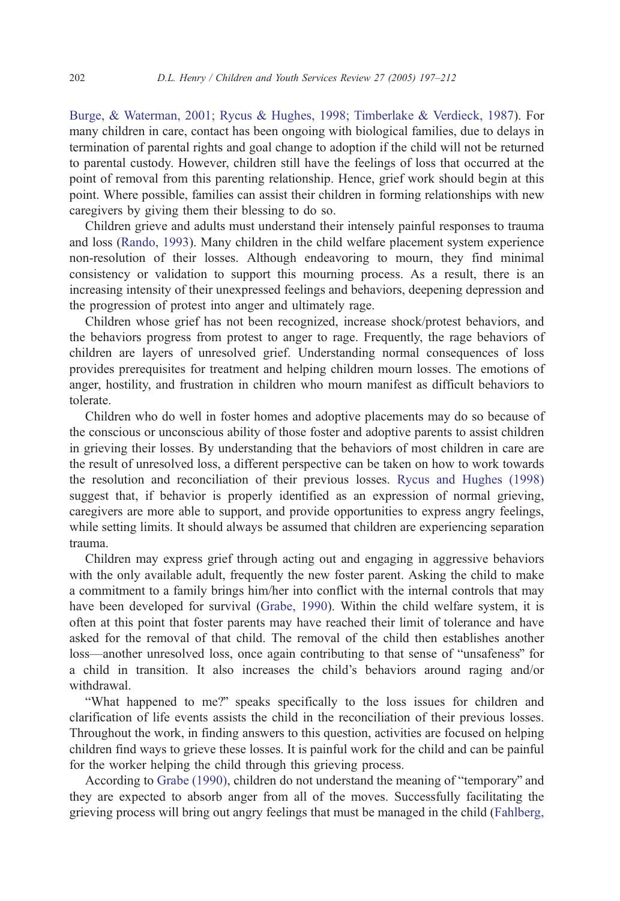Burge, & Waterman, 2001; Rycus & Hughes, 1998; Timberlake & Verdieck, 1987). For many children in care, contact has been ongoing with biological families, due to delays in termination of parental rights and goal change to adoption if the child will not be returned to parental custody. However, children still have the feelings of loss that occurred at the point of removal from this parenting relationship. Hence, grief work should begin at this point. Where possible, families can assist their children in forming relationships with new caregivers by giving them their blessing to do so.

Children grieve and adults must understand their intensely painful responses to trauma and loss (Rando, 1993). Many children in the child welfare placement system experience non-resolution of their losses. Although endeavoring to mourn, they find minimal consistency or validation to support this mourning process. As a result, there is an increasing intensity of their unexpressed feelings and behaviors, deepening depression and the progression of protest into anger and ultimately rage.

Children whose grief has not been recognized, increase shock/protest behaviors, and the behaviors progress from protest to anger to rage. Frequently, the rage behaviors of children are layers of unresolved grief. Understanding normal consequences of loss provides prerequisites for treatment and helping children mourn losses. The emotions of anger, hostility, and frustration in children who mourn manifest as difficult behaviors to tolerate.

Children who do well in foster homes and adoptive placements may do so because of the conscious or unconscious ability of those foster and adoptive parents to assist children in grieving their losses. By understanding that the behaviors of most children in care are the result of unresolved loss, a different perspective can be taken on how to work towards the resolution and reconciliation of their previous losses. Rycus and Hughes (1998) suggest that, if behavior is properly identified as an expression of normal grieving, caregivers are more able to support, and provide opportunities to express angry feelings, while setting limits. It should always be assumed that children are experiencing separation trauma.

Children may express grief through acting out and engaging in aggressive behaviors with the only available adult, frequently the new foster parent. Asking the child to make a commitment to a family brings him/her into conflict with the internal controls that may have been developed for survival (Grabe, 1990). Within the child welfare system, it is often at this point that foster parents may have reached their limit of tolerance and have asked for the removal of that child. The removal of the child then establishes another loss—another unresolved loss, once again contributing to that sense of "unsafeness" for a child in transition. It also increases the child's behaviors around raging and/or withdrawal.

"What happened to me?" speaks specifically to the loss issues for children and clarification of life events assists the child in the reconciliation of their previous losses. Throughout the work, in finding answers to this question, activities are focused on helping children find ways to grieve these losses. It is painful work for the child and can be painful for the worker helping the child through this grieving process.

According to Grabe (1990), children do not understand the meaning of "temporary" and they are expected to absorb anger from all of the moves. Successfully facilitating the grieving process will bring out angry feelings that must be managed in the child (Fahlberg,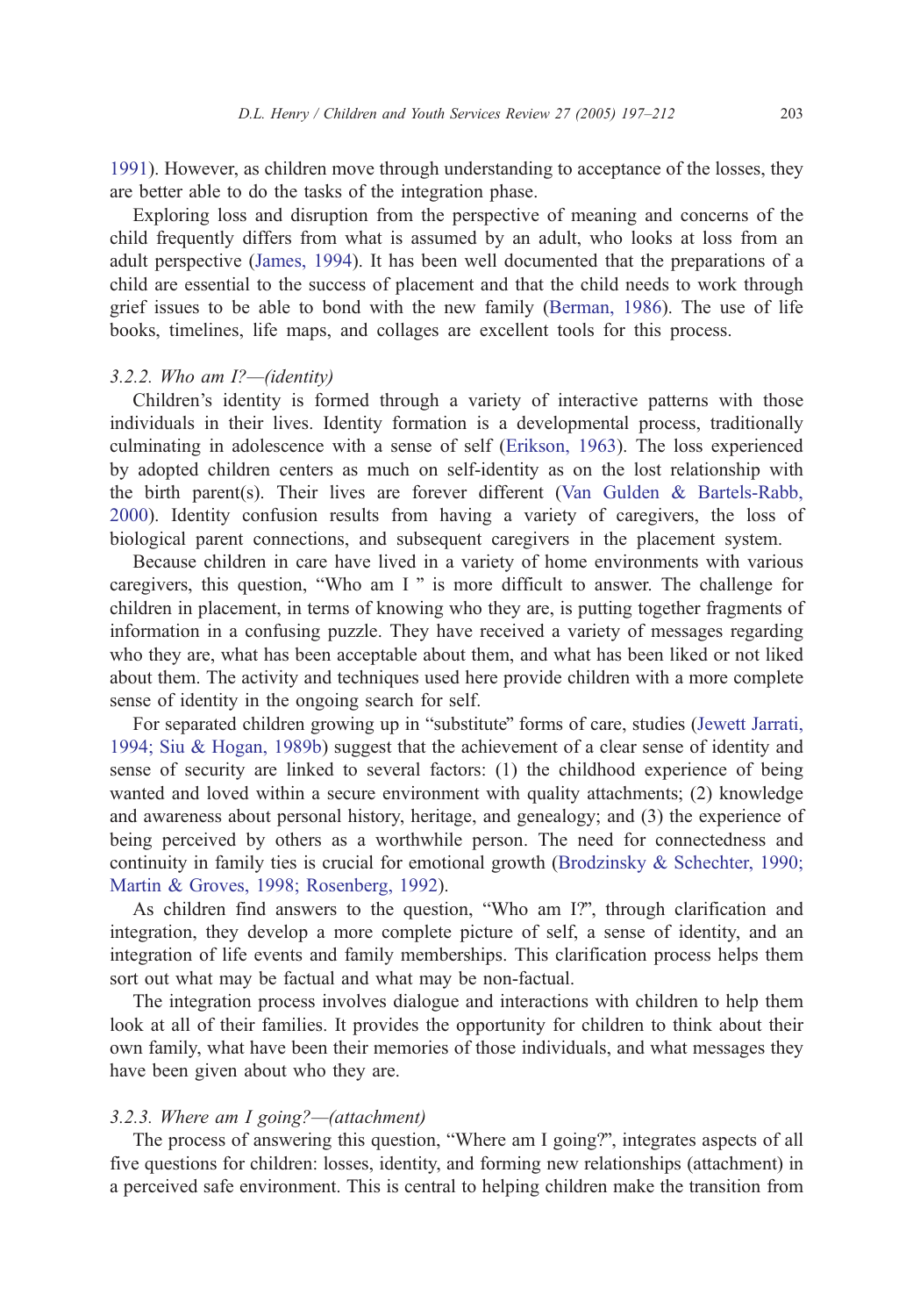1991). However, as children move through understanding to acceptance of the losses, they are better able to do the tasks of the integration phase.

Exploring loss and disruption from the perspective of meaning and concerns of the child frequently differs from what is assumed by an adult, who looks at loss from an adult perspective (James, 1994). It has been well documented that the preparations of a child are essential to the success of placement and that the child needs to work through grief issues to be able to bond with the new family (Berman, 1986). The use of life books, timelines, life maps, and collages are excellent tools for this process.

### *3.2.2. Who am I?—(identity)*

Children's identity is formed through a variety of interactive patterns with those individuals in their lives. Identity formation is a developmental process, traditionally culminating in adolescence with a sense of self (Erikson, 1963). The loss experienced by adopted children centers as much on self-identity as on the lost relationship with the birth parent(s). Their lives are forever different (Van Gulden & Bartels-Rabb, 2000). Identity confusion results from having a variety of caregivers, the loss of biological parent connections, and subsequent caregivers in the placement system.

Because children in care have lived in a variety of home environments with various caregivers, this question, "Who am I " is more difficult to answer. The challenge for children in placement, in terms of knowing who they are, is putting together fragments of information in a confusing puzzle. They have received a variety of messages regarding who they are, what has been acceptable about them, and what has been liked or not liked about them. The activity and techniques used here provide children with a more complete sense of identity in the ongoing search for self.

For separated children growing up in "substitute" forms of care, studies (Jewett Jarrati, 1994; Siu & Hogan, 1989b) suggest that the achievement of a clear sense of identity and sense of security are linked to several factors: (1) the childhood experience of being wanted and loved within a secure environment with quality attachments; (2) knowledge and awareness about personal history, heritage, and genealogy; and (3) the experience of being perceived by others as a worthwhile person. The need for connectedness and continuity in family ties is crucial for emotional growth (Brodzinsky & Schechter, 1990; Martin & Groves, 1998; Rosenberg, 1992).

As children find answers to the question, "Who am I?", through clarification and integration, they develop a more complete picture of self, a sense of identity, and an integration of life events and family memberships. This clarification process helps them sort out what may be factual and what may be non-factual.

The integration process involves dialogue and interactions with children to help them look at all of their families. It provides the opportunity for children to think about their own family, what have been their memories of those individuals, and what messages they have been given about who they are.

### *3.2.3. Where am I going?—(attachment)*

The process of answering this question, "Where am I going?", integrates aspects of all five questions for children: losses, identity, and forming new relationships (attachment) in a perceived safe environment. This is central to helping children make the transition from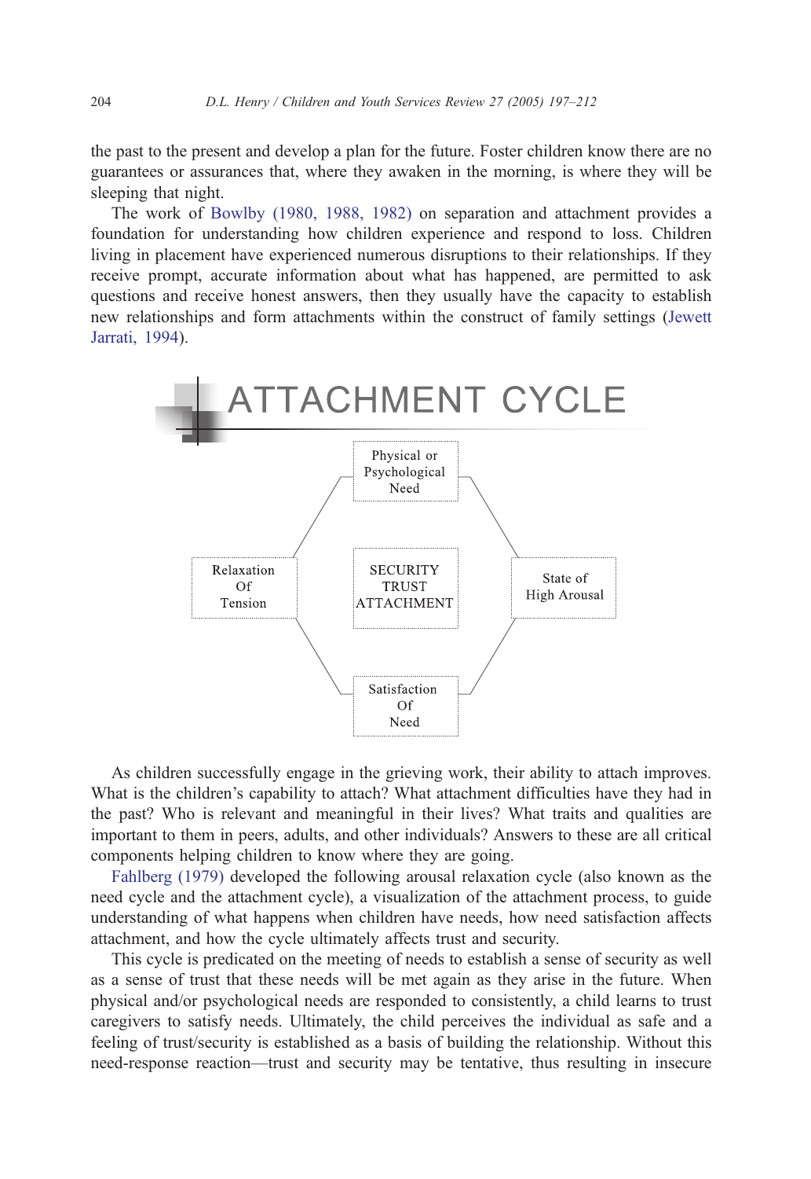the past to the present and develop a plan for the future. Foster children know there are no guarantees or assurances that, where they awaken in the morning, is where they will be sleeping that night.

The work of Bowlby (1980, 1988, 1982) on separation and attachment provides a foundation for understanding how children experience and respond to loss. Children living in placement have experienced numerous disruptions to their relationships. If they receive prompt, accurate information about what has happened, are permitted to ask questions and receive honest answers, then they usually have the capacity to establish new relationships and form attachments within the construct of family settings (Jewett Jarrati, 1994).

**ATTACHMENT CYCLE**

Physical or Psychological Need

State of High Arousal

Satisfaction Of Need

Relaxation Of Tension

SECURITY TRUST ATTACHMENT

As children successfully engage in the grieving work, their ability to attach improves. What is the children's capability to attach? What attachment difficulties have they had in the past? Who is relevant and meaningful in their lives? What traits and qualities are important to them in peers, adults, and other individuals? Answers to these are all critical components helping children to know where they are going.

Fahlberg (1979) developed the following arousal relaxation cycle (also known as the need cycle and the attachment cycle), a visualization of the attachment process, to guide understanding of what happens when children have needs, how need satisfaction affects attachment, and how the cycle ultimately affects trust and security.

This cycle is predicated on the meeting of needs to establish a sense of security as well as a sense of trust that these needs will be met again as they arise in the future. When physical and/or psychological needs are responded to consistently, a child learns to trust caregivers to satisfy needs. Ultimately, the child perceives the individual as safe and a feeling of trust/security is established as a basis of building the relationship. Without this need-response reaction—trust and security may be tentative, thus resulting in insecure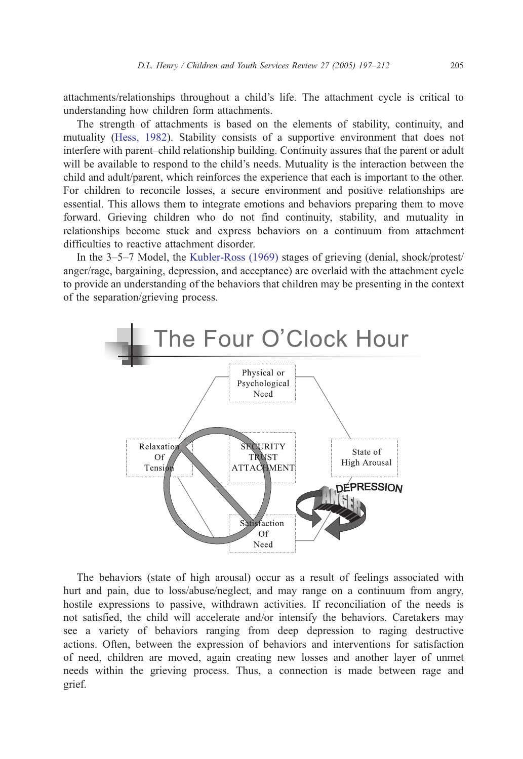attachments/relationships throughout a child's life. The attachment cycle is critical to understanding how children form attachments.

The strength of attachments is based on the elements of stability, continuity, and mutuality (Hess, 1982). Stability consists of a supportive environment that does not interfere with parent–child relationship building. Continuity assures that the parent or adult will be available to respond to the child's needs. Mutuality is the interaction between the child and adult/parent, which reinforces the experience that each is important to the other. For children to reconcile losses, a secure environment and positive relationships are essential. This allows them to integrate emotions and behaviors preparing them to move forward. Grieving children who do not find continuity, stability, and mutuality in relationships become stuck and express behaviors on a continuum from attachment difficulties to reactive attachment disorder.

In the 3–5–7 Model, the Kubler-Ross (1969) stages of grieving (denial, shock/protest/anger/rage, bargaining, depression, and acceptance) are overlaid with the attachment cycle to provide an understanding of the behaviors that children may be presenting in the context of the separation/grieving process.

## The Four O'Clock Hour

Physical or Psychological Need

State of High Arousal

DEPRESSION

ANGER

Satisfaction Of Need

Relaxation Of Tension

SECURITY TRUST ATTACHMENT

The behaviors (state of high arousal) occur as a result of feelings associated with hurt and pain, due to loss/abuse/neglect, and may range on a continuum from angry, hostile expressions to passive, withdrawn activities. If reconciliation of the needs is not satisfied, the child will accelerate and/or intensify the behaviors. Caretakers may see a variety of behaviors ranging from deep depression to raging destructive actions. Often, between the expression of behaviors and interventions for satisfaction of need, children are moved, again creating new losses and another layer of unmet needs within the grieving process. Thus, a connection is made between rage and grief.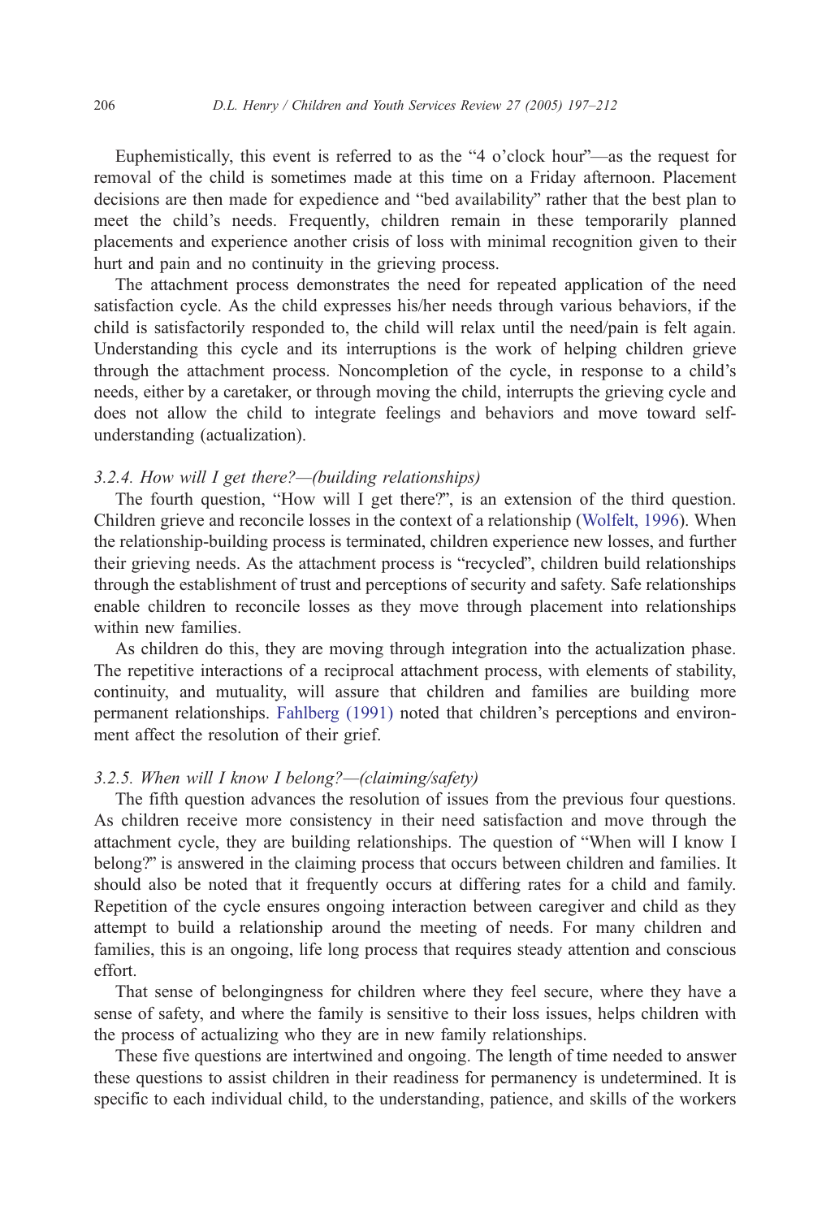Euphemistically, this event is referred to as the "4 o'clock hour"—as the request for removal of the child is sometimes made at this time on a Friday afternoon. Placement decisions are then made for expedience and "bed availability" rather that the best plan to meet the child's needs. Frequently, children remain in these temporarily planned placements and experience another crisis of loss with minimal recognition given to their hurt and pain and no continuity in the grieving process.

The attachment process demonstrates the need for repeated application of the need satisfaction cycle. As the child expresses his/her needs through various behaviors, if the child is satisfactorily responded to, the child will relax until the need/pain is felt again. Understanding this cycle and its interruptions is the work of helping children grieve through the attachment process. Noncompletion of the cycle, in response to a child's needs, either by a caretaker, or through moving the child, interrupts the grieving cycle and does not allow the child to integrate feelings and behaviors and move toward self-understanding (actualization).

#### *3.2.4. How will I get there?—(building relationships)*

The fourth question, "How will I get there?", is an extension of the third question. Children grieve and reconcile losses in the context of a relationship (Wolfelt, 1996). When the relationship-building process is terminated, children experience new losses, and further their grieving needs. As the attachment process is "recycled", children build relationships through the establishment of trust and perceptions of security and safety. Safe relationships enable children to reconcile losses as they move through placement into relationships within new families.

As children do this, they are moving through integration into the actualization phase. The repetitive interactions of a reciprocal attachment process, with elements of stability, continuity, and mutuality, will assure that children and families are building more permanent relationships. Fahlberg (1991) noted that children's perceptions and environment affect the resolution of their grief.

#### *3.2.5. When will I know I belong?—(claiming/safety)*

The fifth question advances the resolution of issues from the previous four questions. As children receive more consistency in their need satisfaction and move through the attachment cycle, they are building relationships. The question of "When will I know I belong?" is answered in the claiming process that occurs between children and families. It should also be noted that it frequently occurs at differing rates for a child and family. Repetition of the cycle ensures ongoing interaction between caregiver and child as they attempt to build a relationship around the meeting of needs. For many children and families, this is an ongoing, life long process that requires steady attention and conscious effort.

That sense of belongingness for children where they feel secure, where they have a sense of safety, and where the family is sensitive to their loss issues, helps children with the process of actualizing who they are in new family relationships.

These five questions are intertwined and ongoing. The length of time needed to answer these questions to assist children in their readiness for permanency is undetermined. It is specific to each individual child, to the understanding, patience, and skills of the workers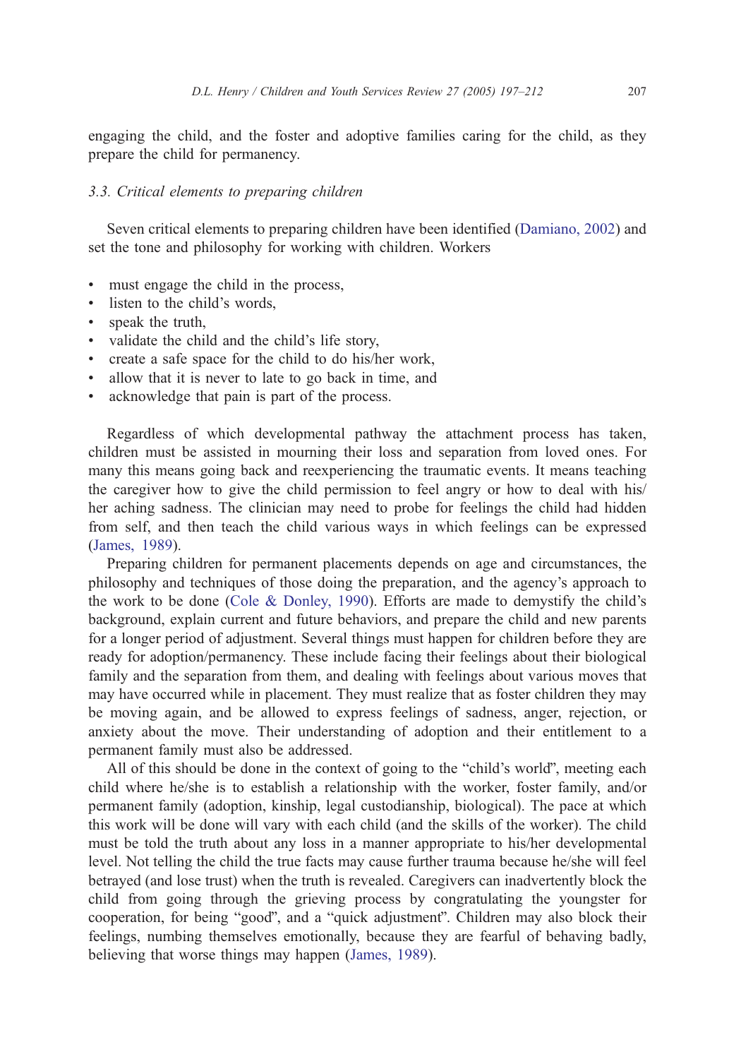engaging the child, and the foster and adoptive families caring for the child, as they prepare the child for permanency.

### 3.3. Critical elements to preparing children

Seven critical elements to preparing children have been identified (Damiano, 2002) and set the tone and philosophy for working with children. Workers

- must engage the child in the process,
- listen to the child's words,
- speak the truth,
- validate the child and the child's life story,
- create a safe space for the child to do his/her work,
- allow that it is never to late to go back in time, and
- acknowledge that pain is part of the process.

Regardless of which developmental pathway the attachment process has taken, children must be assisted in mourning their loss and separation from loved ones. For many this means going back and reexperiencing the traumatic events. It means teaching the caregiver how to give the child permission to feel angry or how to deal with his/her aching sadness. The clinician may need to probe for feelings the child had hidden from self, and then teach the child various ways in which feelings can be expressed (James, 1989).

Preparing children for permanent placements depends on age and circumstances, the philosophy and techniques of those doing the preparation, and the agency's approach to the work to be done (Cole & Donley, 1990). Efforts are made to demystify the child's background, explain current and future behaviors, and prepare the child and new parents for a longer period of adjustment. Several things must happen for children before they are ready for adoption/permanency. These include facing their feelings about their biological family and the separation from them, and dealing with feelings about various moves that may have occurred while in placement. They must realize that as foster children they may be moving again, and be allowed to express feelings of sadness, anger, rejection, or anxiety about the move. Their understanding of adoption and their entitlement to a permanent family must also be addressed.

All of this should be done in the context of going to the "child's world", meeting each child where he/she is to establish a relationship with the worker, foster family, and/or permanent family (adoption, kinship, legal custodianship, biological). The pace at which this work will be done will vary with each child (and the skills of the worker). The child must be told the truth about any loss in a manner appropriate to his/her developmental level. Not telling the child the true facts may cause further trauma because he/she will feel betrayed (and lose trust) when the truth is revealed. Caregivers can inadvertently block the child from going through the grieving process by congratulating the youngster for cooperation, for being "good", and a "quick adjustment". Children may also block their feelings, numbing themselves emotionally, because they are fearful of behaving badly, believing that worse things may happen (James, 1989).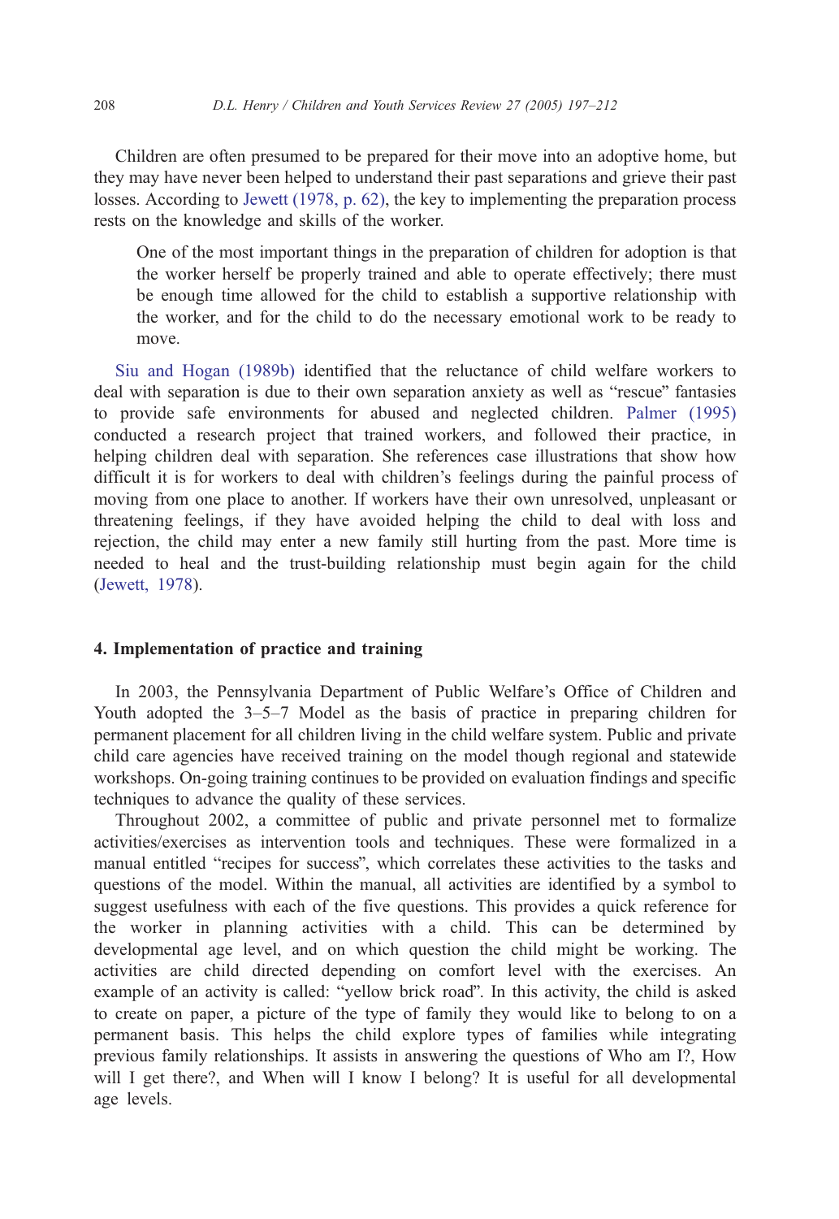Children are often presumed to be prepared for their move into an adoptive home, but they may have never been helped to understand their past separations and grieve their past losses. According to Jewett (1978, p. 62), the key to implementing the preparation process rests on the knowledge and skills of the worker.

> One of the most important things in the preparation of children for adoption is that the worker herself be properly trained and able to operate effectively; there must be enough time allowed for the child to establish a supportive relationship with the worker, and for the child to do the necessary emotional work to be ready to move.

Siu and Hogan (1989b) identified that the reluctance of child welfare workers to deal with separation is due to their own separation anxiety as well as "rescue" fantasies to provide safe environments for abused and neglected children. Palmer (1995) conducted a research project that trained workers, and followed their practice, in helping children deal with separation. She references case illustrations that show how difficult it is for workers to deal with children's feelings during the painful process of moving from one place to another. If workers have their own unresolved, unpleasant or threatening feelings, if they have avoided helping the child to deal with loss and rejection, the child may enter a new family still hurting from the past. More time is needed to heal and the trust-building relationship must begin again for the child (Jewett, 1978).

## 4. Implementation of practice and training

In 2003, the Pennsylvania Department of Public Welfare's Office of Children and Youth adopted the 3–5–7 Model as the basis of practice in preparing children for permanent placement for all children living in the child welfare system. Public and private child care agencies have received training on the model though regional and statewide workshops. On-going training continues to be provided on evaluation findings and specific techniques to advance the quality of these services.

Throughout 2002, a committee of public and private personnel met to formalize activities/exercises as intervention tools and techniques. These were formalized in a manual entitled "recipes for success", which correlates these activities to the tasks and questions of the model. Within the manual, all activities are identified by a symbol to suggest usefulness with each of the five questions. This provides a quick reference for the worker in planning activities with a child. This can be determined by developmental age level, and on which question the child might be working. The activities are child directed depending on comfort level with the exercises. An example of an activity is called: "yellow brick road". In this activity, the child is asked to create on paper, a picture of the type of family they would like to belong to on a permanent basis. This helps the child explore types of families while integrating previous family relationships. It assists in answering the questions of Who am I?, How will I get there?, and When will I know I belong? It is useful for all developmental age levels.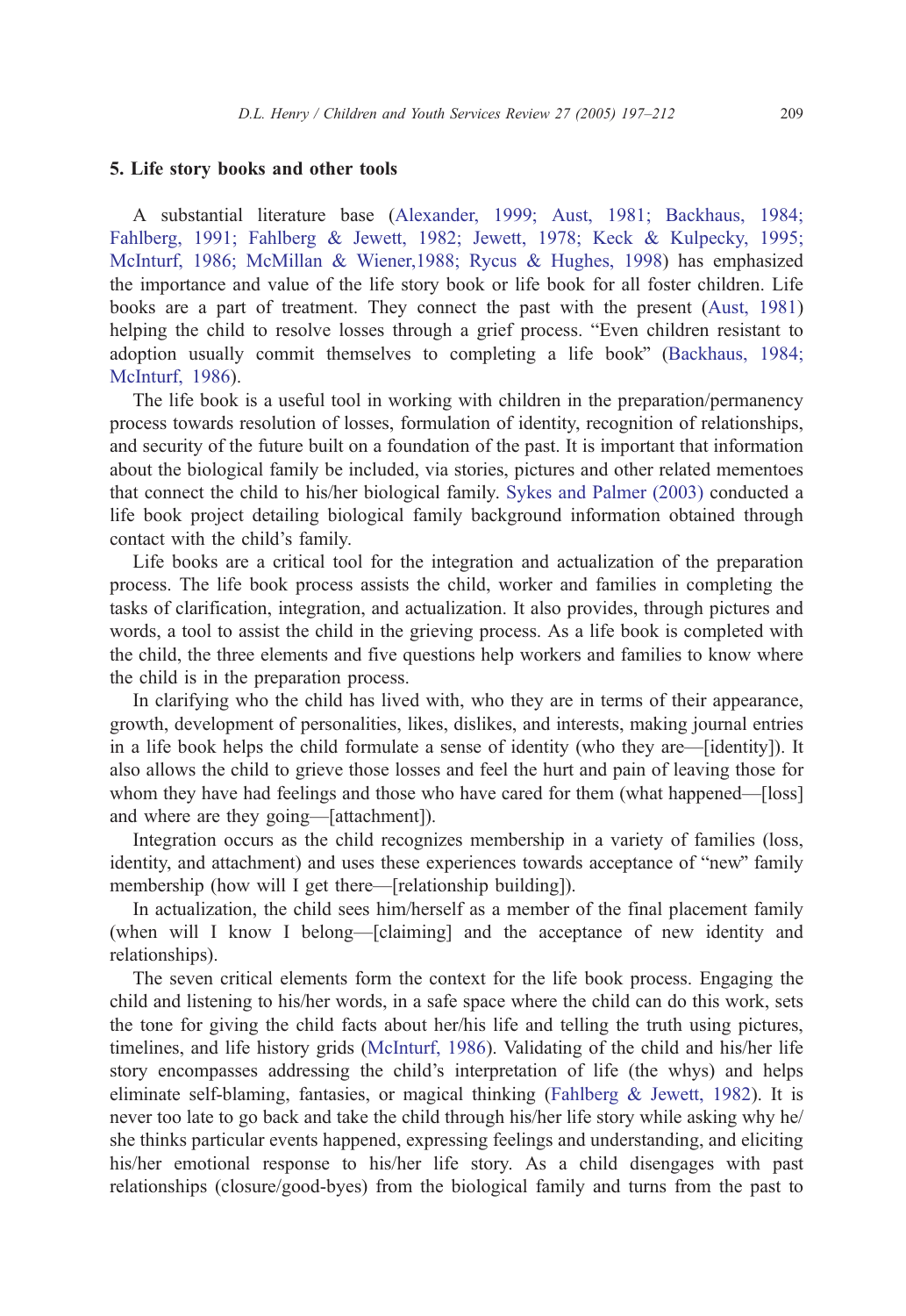## 5. Life story books and other tools

A substantial literature base (Alexander, 1999; Aust, 1981; Backhaus, 1984; Fahlberg, 1991; Fahlberg & Jewett, 1982; Jewett, 1978; Keck & Kulpecky, 1995; McInturf, 1986; McMillan & Wiener,1988; Rycus & Hughes, 1998) has emphasized the importance and value of the life story book or life book for all foster children. Life books are a part of treatment. They connect the past with the present (Aust, 1981) helping the child to resolve losses through a grief process. "Even children resistant to adoption usually commit themselves to completing a life book" (Backhaus, 1984; McInturf, 1986).

The life book is a useful tool in working with children in the preparation/permanency process towards resolution of losses, formulation of identity, recognition of relationships, and security of the future built on a foundation of the past. It is important that information about the biological family be included, via stories, pictures and other related mementoes that connect the child to his/her biological family. Sykes and Palmer (2003) conducted a life book project detailing biological family background information obtained through contact with the child's family.

Life books are a critical tool for the integration and actualization of the preparation process. The life book process assists the child, worker and families in completing the tasks of clarification, integration, and actualization. It also provides, through pictures and words, a tool to assist the child in the grieving process. As a life book is completed with the child, the three elements and five questions help workers and families to know where the child is in the preparation process.

In clarifying who the child has lived with, who they are in terms of their appearance, growth, development of personalities, likes, dislikes, and interests, making journal entries in a life book helps the child formulate a sense of identity (who they are—[identity]). It also allows the child to grieve those losses and feel the hurt and pain of leaving those for whom they have had feelings and those who have cared for them (what happened—[loss] and where are they going—[attachment]).

Integration occurs as the child recognizes membership in a variety of families (loss, identity, and attachment) and uses these experiences towards acceptance of "new" family membership (how will I get there—[relationship building]).

In actualization, the child sees him/herself as a member of the final placement family (when will I know I belong—[claiming] and the acceptance of new identity and relationships).

The seven critical elements form the context for the life book process. Engaging the child and listening to his/her words, in a safe space where the child can do this work, sets the tone for giving the child facts about her/his life and telling the truth using pictures, timelines, and life history grids (McInturf, 1986). Validating of the child and his/her life story encompasses addressing the child's interpretation of life (the whys) and helps eliminate self-blaming, fantasies, or magical thinking (Fahlberg & Jewett, 1982). It is never too late to go back and take the child through his/her life story while asking why he/she thinks particular events happened, expressing feelings and understanding, and eliciting his/her emotional response to his/her life story. As a child disengages with past relationships (closure/good-byes) from the biological family and turns from the past to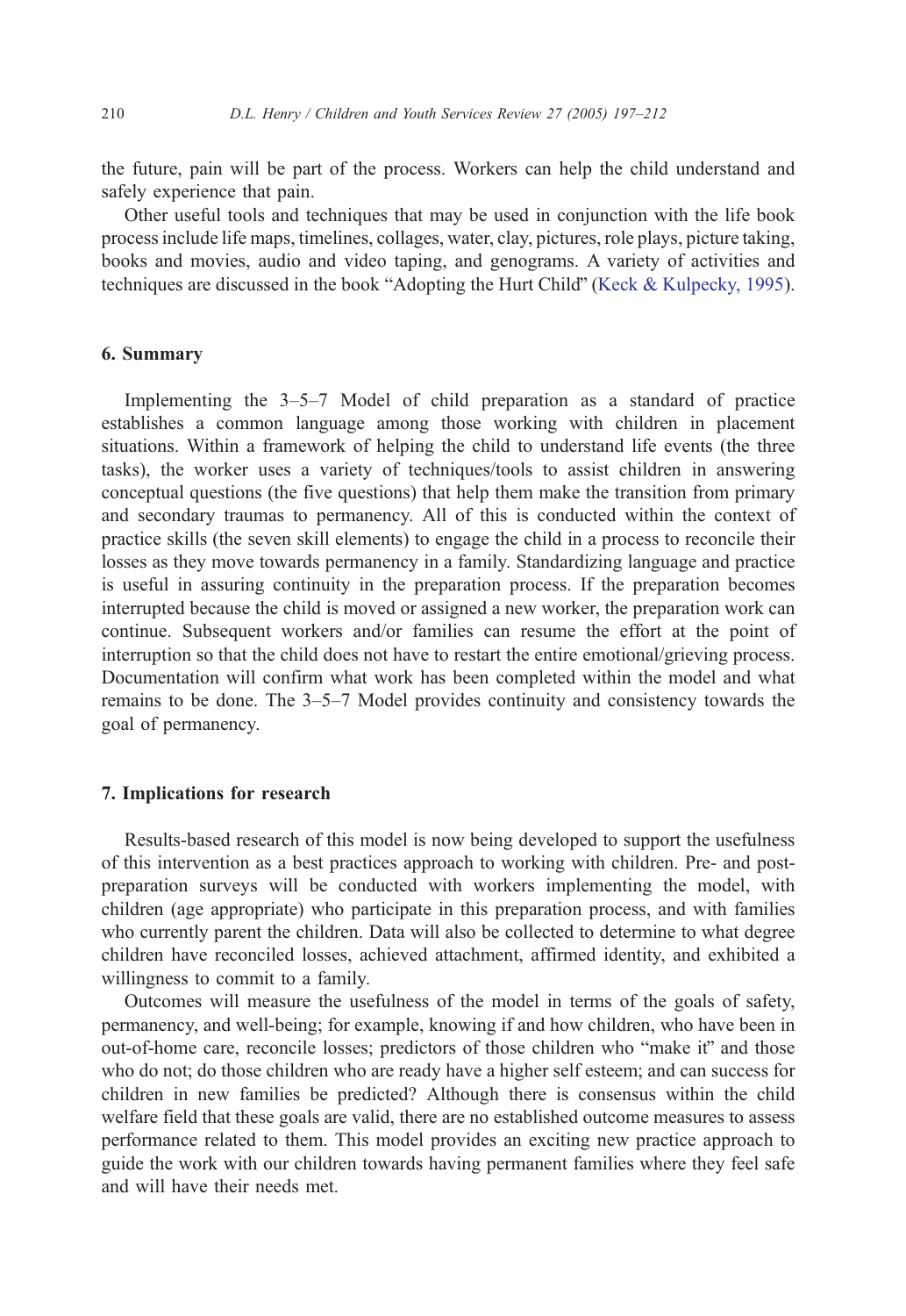the future, pain will be part of the process. Workers can help the child understand and safely experience that pain.

Other useful tools and techniques that may be used in conjunction with the life book process include life maps, timelines, collages, water, clay, pictures, role plays, picture taking, books and movies, audio and video taping, and genograms. A variety of activities and techniques are discussed in the book "Adopting the Hurt Child" (Keck & Kulpecky, 1995).

## 6. Summary

Implementing the 3–5–7 Model of child preparation as a standard of practice establishes a common language among those working with children in placement situations. Within a framework of helping the child to understand life events (the three tasks), the worker uses a variety of techniques/tools to assist children in answering conceptual questions (the five questions) that help them make the transition from primary and secondary traumas to permanency. All of this is conducted within the context of practice skills (the seven skill elements) to engage the child in a process to reconcile their losses as they move towards permanency in a family. Standardizing language and practice is useful in assuring continuity in the preparation process. If the preparation becomes interrupted because the child is moved or assigned a new worker, the preparation work can continue. Subsequent workers and/or families can resume the effort at the point of interruption so that the child does not have to restart the entire emotional/grieving process. Documentation will confirm what work has been completed within the model and what remains to be done. The 3–5–7 Model provides continuity and consistency towards the goal of permanency.

## 7. Implications for research

Results-based research of this model is now being developed to support the usefulness of this intervention as a best practices approach to working with children. Pre- and post-preparation surveys will be conducted with workers implementing the model, with children (age appropriate) who participate in this preparation process, and with families who currently parent the children. Data will also be collected to determine to what degree children have reconciled losses, achieved attachment, affirmed identity, and exhibited a willingness to commit to a family.

Outcomes will measure the usefulness of the model in terms of the goals of safety, permanency, and well-being; for example, knowing if and how children, who have been in out-of-home care, reconcile losses; predictors of those children who "make it" and those who do not; do those children who are ready have a higher self esteem; and can success for children in new families be predicted? Although there is consensus within the child welfare field that these goals are valid, there are no established outcome measures to assess performance related to them. This model provides an exciting new practice approach to guide the work with our children towards having permanent families where they feel safe and will have their needs met.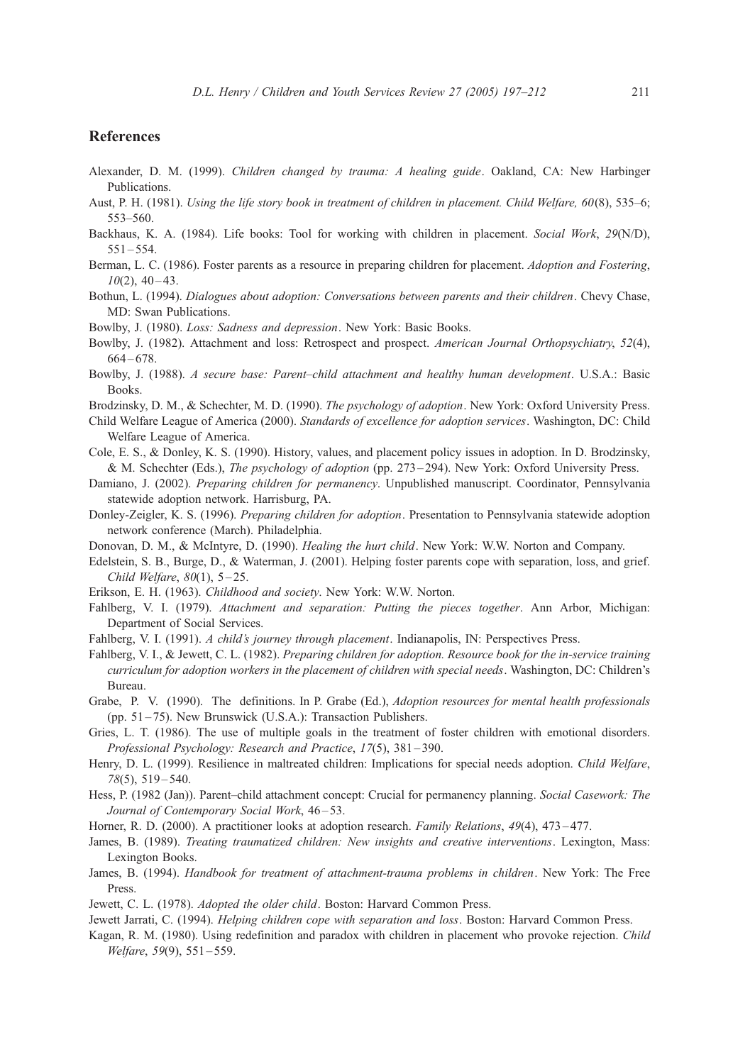## References

Alexander, D. M. (1999). *Children changed by trauma: A healing guide*. Oakland, CA: New Harbinger Publications.

Aust, P. H. (1981). *Using the life story book in treatment of children in placement. Child Welfare, 60*(8), 535–6; 553–560.

Backhaus, K. A. (1984). Life books: Tool for working with children in placement. *Social Work*, *29*(N/D), 551–554.

Berman, L. C. (1986). Foster parents as a resource in preparing children for placement. *Adoption and Fostering*, *10*(2), 40–43.

Bothun, L. (1994). *Dialogues about adoption: Conversations between parents and their children*. Chevy Chase, MD: Swan Publications.

Bowlby, J. (1980). *Loss: Sadness and depression*. New York: Basic Books.

Bowlby, J. (1982). Attachment and loss: Retrospect and prospect. *American Journal Orthopsychiatry*, *52*(4), 664–678.

Bowlby, J. (1988). *A secure base: Parent–child attachment and healthy human development*. U.S.A.: Basic Books.

Brodzinsky, D. M., & Schechter, M. D. (1990). *The psychology of adoption*. New York: Oxford University Press.

Child Welfare League of America (2000). *Standards of excellence for adoption services*. Washington, DC: Child Welfare League of America.

Cole, E. S., & Donley, K. S. (1990). History, values, and placement policy issues in adoption. In D. Brodzinsky, & M. Schechter (Eds.), *The psychology of adoption* (pp. 273–294). New York: Oxford University Press.

Damiano, J. (2002). *Preparing children for permanency*. Unpublished manuscript. Coordinator, Pennsylvania statewide adoption network. Harrisburg, PA.

Donley-Zeigler, K. S. (1996). *Preparing children for adoption*. Presentation to Pennsylvania statewide adoption network conference (March). Philadelphia.

Donovan, D. M., & McIntyre, D. (1990). *Healing the hurt child*. New York: W.W. Norton and Company.

Edelstein, S. B., Burge, D., & Waterman, J. (2001). Helping foster parents cope with separation, loss, and grief. *Child Welfare*, *80*(1), 5–25.

Erikson, E. H. (1963). *Childhood and society*. New York: W.W. Norton.

Fahlberg, V. I. (1979). *Attachment and separation: Putting the pieces together*. Ann Arbor, Michigan: Department of Social Services.

Fahlberg, V. I. (1991). *A child's journey through placement*. Indianapolis, IN: Perspectives Press.

Fahlberg, V. I., & Jewett, C. L. (1982). *Preparing children for adoption. Resource book for the in-service training curriculum for adoption workers in the placement of children with special needs*. Washington, DC: Children's Bureau.

Grabe, P. V. (1990). The definitions. In P. Grabe (Ed.), *Adoption resources for mental health professionals* (pp. 51–75). New Brunswick (U.S.A.): Transaction Publishers.

Gries, L. T. (1986). The use of multiple goals in the treatment of foster children with emotional disorders. *Professional Psychology: Research and Practice*, *17*(5), 381–390.

Henry, D. L. (1999). Resilience in maltreated children: Implications for special needs adoption. *Child Welfare*, *78*(5), 519–540.

Hess, P. (1982 (Jan)). Parent–child attachment concept: Crucial for permanency planning. *Social Casework: The Journal of Contemporary Social Work*, 46–53.

Horner, R. D. (2000). A practitioner looks at adoption research. *Family Relations*, *49*(4), 473–477.

James, B. (1989). *Treating traumatized children: New insights and creative interventions*. Lexington, Mass: Lexington Books.

James, B. (1994). *Handbook for treatment of attachment-trauma problems in children*. New York: The Free Press.

Jewett, C. L. (1978). *Adopted the older child*. Boston: Harvard Common Press.

Jewett Jarrati, C. (1994). *Helping children cope with separation and loss*. Boston: Harvard Common Press.

Kagan, R. M. (1980). Using redefinition and paradox with children in placement who provoke rejection. *Child Welfare*, *59*(9), 551–559.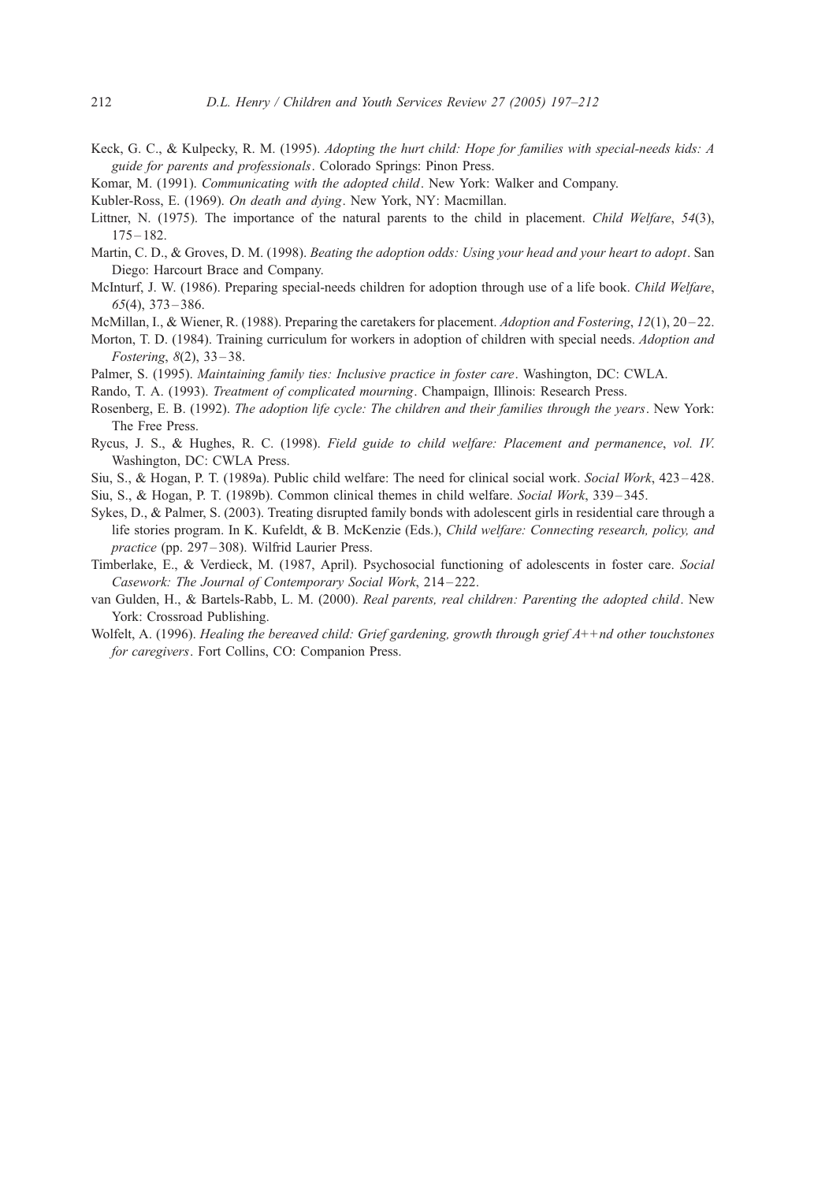Keck, G. C., & Kulpecky, R. M. (1995). *Adopting the hurt child: Hope for families with special-needs kids: A guide for parents and professionals*. Colorado Springs: Pinon Press.

Komar, M. (1991). *Communicating with the adopted child*. New York: Walker and Company.

Kubler-Ross, E. (1969). *On death and dying*. New York, NY: Macmillan.

Littner, N. (1975). The importance of the natural parents to the child in placement. *Child Welfare*, *54*(3), 175–182.

Martin, C. D., & Groves, D. M. (1998). *Beating the adoption odds: Using your head and your heart to adopt*. San Diego: Harcourt Brace and Company.

McInturf, J. W. (1986). Preparing special-needs children for adoption through use of a life book. *Child Welfare*, *65*(4), 373–386.

McMillan, I., & Wiener, R. (1988). Preparing the caretakers for placement. *Adoption and Fostering*, *12*(1), 20–22.

Morton, T. D. (1984). Training curriculum for workers in adoption of children with special needs. *Adoption and Fostering*, *8*(2), 33–38.

Palmer, S. (1995). *Maintaining family ties: Inclusive practice in foster care*. Washington, DC: CWLA.

Rando, T. A. (1993). *Treatment of complicated mourning*. Champaign, Illinois: Research Press.

Rosenberg, E. B. (1992). *The adoption life cycle: The children and their families through the years*. New York: The Free Press.

Rycus, J. S., & Hughes, R. C. (1998). *Field guide to child welfare: Placement and permanence*, *vol. IV.* Washington, DC: CWLA Press.

Siu, S., & Hogan, P. T. (1989a). Public child welfare: The need for clinical social work. *Social Work*, 423–428.

Siu, S., & Hogan, P. T. (1989b). Common clinical themes in child welfare. *Social Work*, 339–345.

Sykes, D., & Palmer, S. (2003). Treating disrupted family bonds with adolescent girls in residential care through a life stories program. In K. Kufeldt, & B. McKenzie (Eds.), *Child welfare: Connecting research, policy, and practice* (pp. 297–308). Wilfrid Laurier Press.

Timberlake, E., & Verdieck, M. (1987, April). Psychosocial functioning of adolescents in foster care. *Social Casework: The Journal of Contemporary Social Work*, 214–222.

van Gulden, H., & Bartels-Rabb, L. M. (2000). *Real parents, real children: Parenting the adopted child*. New York: Crossroad Publishing.

Wolfelt, A. (1996). *Healing the bereaved child: Grief gardening, growth through grief A++nd other touchstones for caregivers*. Fort Collins, CO: Companion Press.